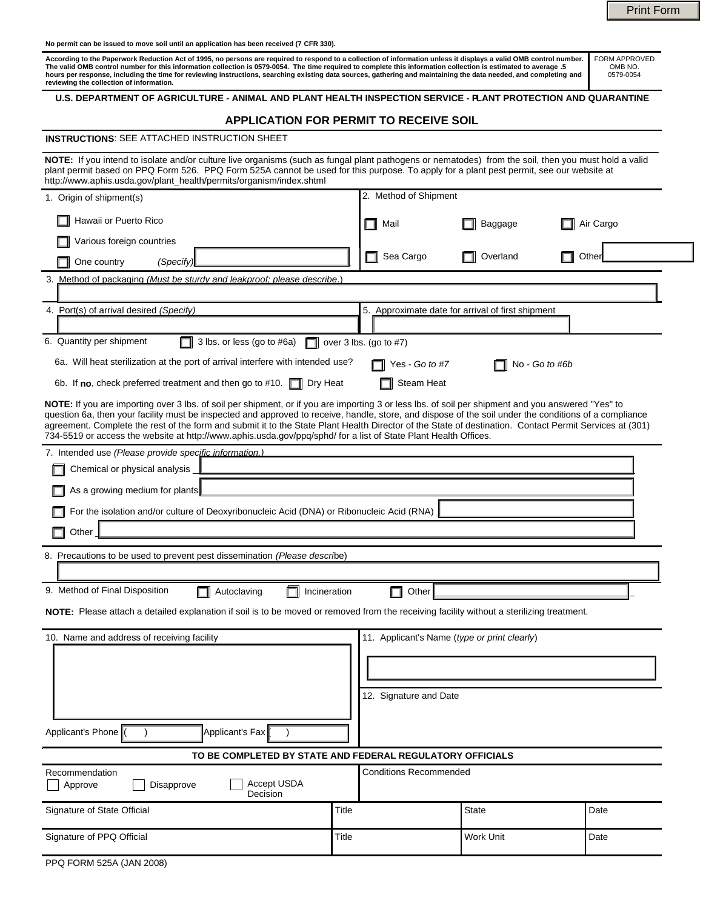Print Form

No permit can be issued to move soil until an application has been received (7 CFR 330).

According to the Paperwork Reduction Act of 1995, no persons are required to respond to a collection of information unless it displays a valid OMB control number. The valid OMB control number for this information collection is 0579-0054. The time required to complete this information collection is estimated to average .5 hours per response, including the time for reviewing instructions, searching existing data sources, gathering and maintaining the data needed, and completing and reviewing the collection of information.

FORM APPROVED OMB NO. 0579-0054

**U.S. DEPARTMENT OF AGRICULTURE - ANIMAL AND PLANT HEALTH INSPECTION SERVICE - PLANT PROTECTION AND QUARANTINE**

# APPLICATION FOR PERMIT TO RECEIVE SOIL

**INSTRUCTIONS**: SEE ATTACHED INSTRUCTION SHEET

**NOTE:** If you intend to isolate and/or culture live organisms (such as fungal plant pathogens or nematodes) from the soil, then you must hold a valid plant permit based on PPQ Form 526. PPQ Form 525A cannot be used for this purpose. To apply for a plant pest permit, see our website at http://www.aphis.usda.gov/plant_health/permits/organism/index.shtml

1. Origin of shipment(s)
   - ☐ Hawaii or Puerto Rico
   - ☐ Various foreign countries
   - ☐ One country *(Specify)* ____

2. Method of Shipment
   - ☐ Mail ☐ Baggage ☐ Air Cargo
   - ☐ Sea Cargo ☐ Overland ☐ Other ____

3. Method of packaging *(Must be sturdy and leakproof; please describe.)*

4. Port(s) of arrival desired *(Specify)*

5. Approximate date for arrival of first shipment

6. Quantity per shipment ☐ 3 lbs. or less (go to #6a) ☐ over 3 lbs. (go to #7)

   6a. Will heat sterilization at the port of arrival interfere with intended use? ☐ Yes - *Go to #7* ☐ No - *Go to #6b*

   6b. If **no**, check preferred treatment and then go to #10. ☐ Dry Heat ☐ Steam Heat

**NOTE:** If you are importing over 3 lbs. of soil per shipment, or if you are importing 3 or less lbs. of soil per shipment and you answered "Yes" to question 6a, then your facility must be inspected and approved to receive, handle, store, and dispose of the soil under the conditions of a compliance agreement. Complete the rest of the form and submit it to the State Plant Health Director of the State of destination. Contact Permit Services at (301) 734-5519 or access the website at http://www.aphis.usda.gov/ppq/sphd/ for a list of State Plant Health Offices.

7. Intended use *(Please provide specific information.)*
   - ☐ Chemical or physical analysis ____
   - ☐ As a growing medium for plants ____
   - ☐ For the isolation and/or culture of Deoxyribonucleic Acid (DNA) or Ribonucleic Acid (RNA) ____
   - ☐ Other ____

8. Precautions to be used to prevent pest dissemination *(Please describe)*

9. Method of Final Disposition ☐ Autoclaving ☐ Incineration ☐ Other ____

**NOTE:** Please attach a detailed explanation if soil is to be moved or removed from the receiving facility without a sterilizing treatment.

10. Name and address of receiving facility

    Applicant's Phone ( ) Applicant's Fax ( )

11. Applicant's Name (*type or print clearly*)

12. Signature and Date

**TO BE COMPLETED BY STATE AND FEDERAL REGULATORY OFFICIALS**

| Recommendation ☐ Approve ☐ Disapprove ☐ Accept USDA Decision | | Conditions Recommended | |
|---|---|---|---|
| Signature of State Official | Title | State | Date |
| Signature of PPQ Official | Title | Work Unit | Date |

PPQ FORM 525A (JAN 2008)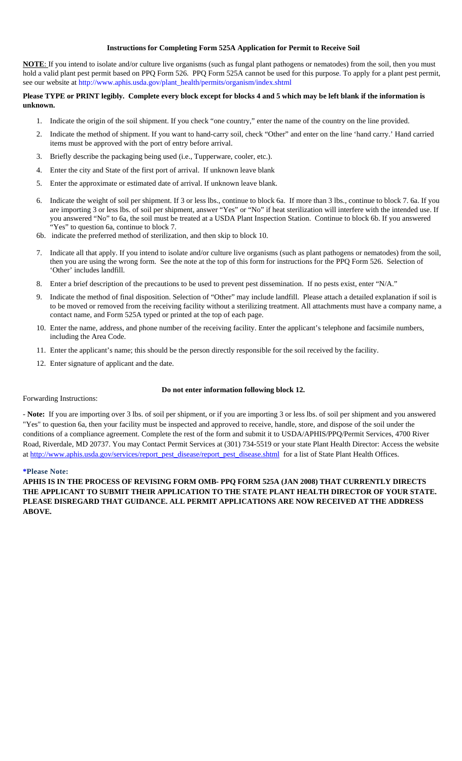### Instructions for Completing Form 525A Application for Permit to Receive Soil

**NOTE**: If you intend to isolate and/or culture live organisms (such as fungal plant pathogens or nematodes) from the soil, then you must hold a valid plant pest permit based on PPQ Form 526. PPQ Form 525A cannot be used for this purpose. To apply for a plant pest permit, see our website at http://www.aphis.usda.gov/plant_health/permits/organism/index.shtml

**Please TYPE or PRINT legibly. Complete every block except for blocks 4 and 5 which may be left blank if the information is unknown.**

1. Indicate the origin of the soil shipment. If you check "one country," enter the name of the country on the line provided.
2. Indicate the method of shipment. If you want to hand-carry soil, check "Other" and enter on the line 'hand carry.' Hand carried items must be approved with the port of entry before arrival.
3. Briefly describe the packaging being used (i.e., Tupperware, cooler, etc.).
4. Enter the city and State of the first port of arrival. If unknown leave blank
5. Enter the approximate or estimated date of arrival. If unknown leave blank.
6. Indicate the weight of soil per shipment. If 3 or less lbs., continue to block 6a. If more than 3 lbs., continue to block 7. 6a. If you are importing 3 or less lbs. of soil per shipment, answer "Yes" or "No" if heat sterilization will interfere with the intended use. If you answered "No" to 6a, the soil must be treated at a USDA Plant Inspection Station. Continue to block 6b. If you answered "Yes" to question 6a, continue to block 7.

6b. indicate the preferred method of sterilization, and then skip to block 10.

7. Indicate all that apply. If you intend to isolate and/or culture live organisms (such as plant pathogens or nematodes) from the soil, then you are using the wrong form. See the note at the top of this form for instructions for the PPQ Form 526. Selection of 'Other' includes landfill.
8. Enter a brief description of the precautions to be used to prevent pest dissemination. If no pests exist, enter "N/A."
9. Indicate the method of final disposition. Selection of "Other" may include landfill. Please attach a detailed explanation if soil is to be moved or removed from the receiving facility without a sterilizing treatment. All attachments must have a company name, a contact name, and Form 525A typed or printed at the top of each page.
10. Enter the name, address, and phone number of the receiving facility. Enter the applicant's telephone and facsimile numbers, including the Area Code.
11. Enter the applicant's name; this should be the person directly responsible for the soil received by the facility.
12. Enter signature of applicant and the date.

**Do not enter information following block 12.**

Forwarding Instructions:

- **Note:** If you are importing over 3 lbs. of soil per shipment, or if you are importing 3 or less lbs. of soil per shipment and you answered "Yes" to question 6a, then your facility must be inspected and approved to receive, handle, store, and dispose of the soil under the conditions of a compliance agreement. Complete the rest of the form and submit it to USDA/APHIS/PPQ/Permit Services, 4700 River Road, Riverdale, MD 20737. You may Contact Permit Services at (301) 734-5519 or your state Plant Health Director: Access the website at http://www.aphis.usda.gov/services/report_pest_disease/report_pest_disease.shtml for a list of State Plant Health Offices.

**\*Please Note:**

**APHIS IS IN THE PROCESS OF REVISING FORM OMB- PPQ FORM 525A (JAN 2008) THAT CURRENTLY DIRECTS THE APPLICANT TO SUBMIT THEIR APPLICATION TO THE STATE PLANT HEALTH DIRECTOR OF YOUR STATE. PLEASE DISREGARD THAT GUIDANCE. ALL PERMIT APPLICATIONS ARE NOW RECEIVED AT THE ADDRESS ABOVE.**